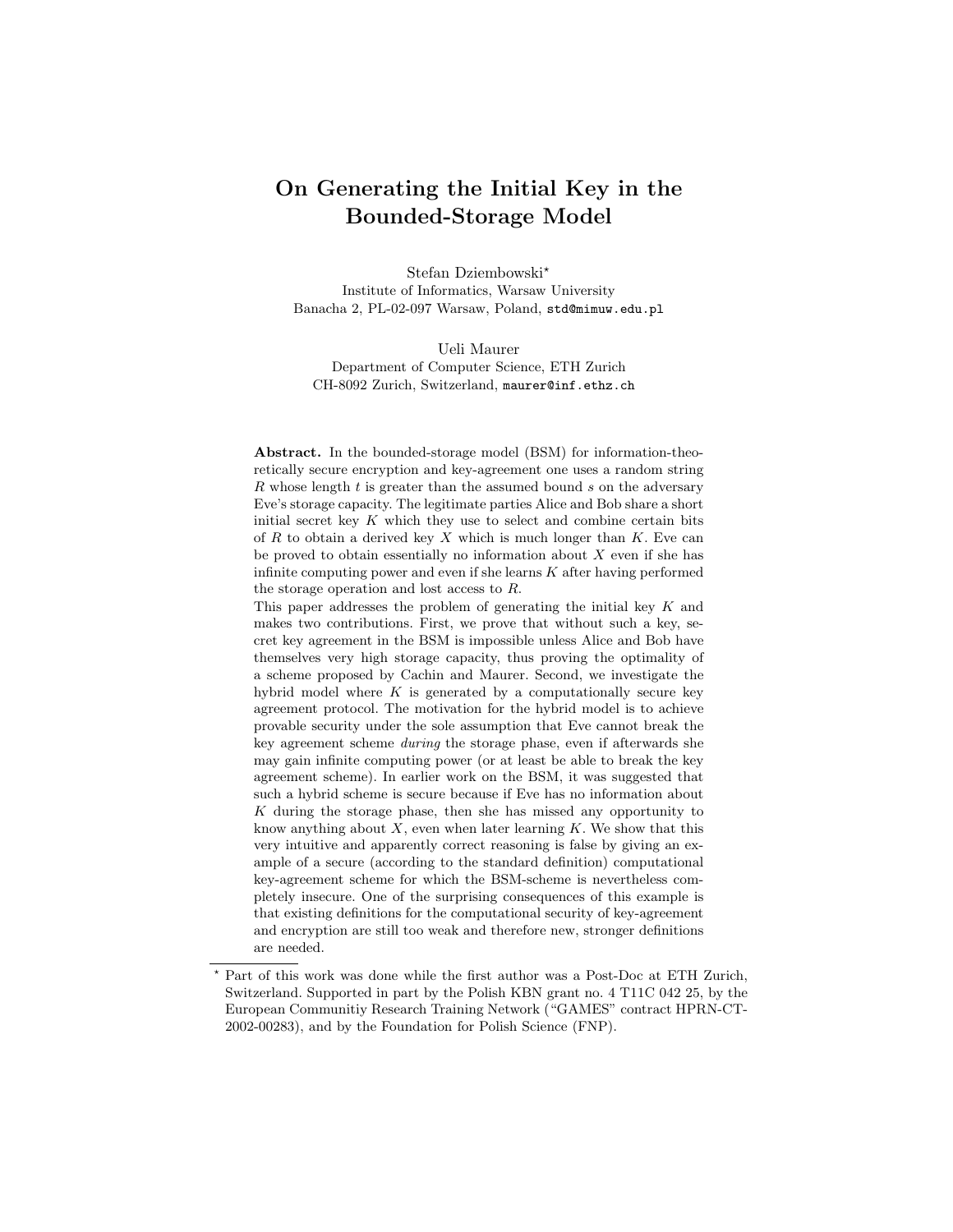# On Generating the Initial Key in the Bounded-Storage Model

Stefan Dziembowski*
Institute of Informatics, Warsaw University
Banacha 2, PL-02-097 Warsaw, Poland, std@mimuw.edu.pl

Ueli Maurer
Department of Computer Science, ETH Zurich
CH-8092 Zurich, Switzerland, maurer@inf.ethz.ch

**Abstract.** In the bounded-storage model (BSM) for information-theoretically secure encryption and key-agreement one uses a random string $R$ whose length $t$ is greater than the assumed bound $s$ on the adversary Eve's storage capacity. The legitimate parties Alice and Bob share a short initial secret key $K$ which they use to select and combine certain bits of $R$ to obtain a derived key $X$ which is much longer than $K$. Eve can be proved to obtain essentially no information about $X$ even if she has infinite computing power and even if she learns $K$ after having performed the storage operation and lost access to $R$.

This paper addresses the problem of generating the initial key $K$ and makes two contributions. First, we prove that without such a key, secret key agreement in the BSM is impossible unless Alice and Bob have themselves very high storage capacity, thus proving the optimality of a scheme proposed by Cachin and Maurer. Second, we investigate the hybrid model where $K$ is generated by a computationally secure key agreement protocol. The motivation for the hybrid model is to achieve provable security under the sole assumption that Eve cannot break the key agreement scheme *during* the storage phase, even if afterwards she may gain infinite computing power (or at least be able to break the key agreement scheme). In earlier work on the BSM, it was suggested that such a hybrid scheme is secure because if Eve has no information about $K$ during the storage phase, then she has missed any opportunity to know anything about $X$, even when later learning $K$. We show that this very intuitive and apparently correct reasoning is false by giving an example of a secure (according to the standard definition) computational key-agreement scheme for which the BSM-scheme is nevertheless completely insecure. One of the surprising consequences of this example is that existing definitions for the computational security of key-agreement and encryption are still too weak and therefore new, stronger definitions are needed.

---

* Part of this work was done while the first author was a Post-Doc at ETH Zurich, Switzerland. Supported in part by the Polish KBN grant no. 4 T11C 042 25, by the European Communitiy Research Training Network ("GAMES" contract HPRN-CT-2002-00283), and by the Foundation for Polish Science (FNP).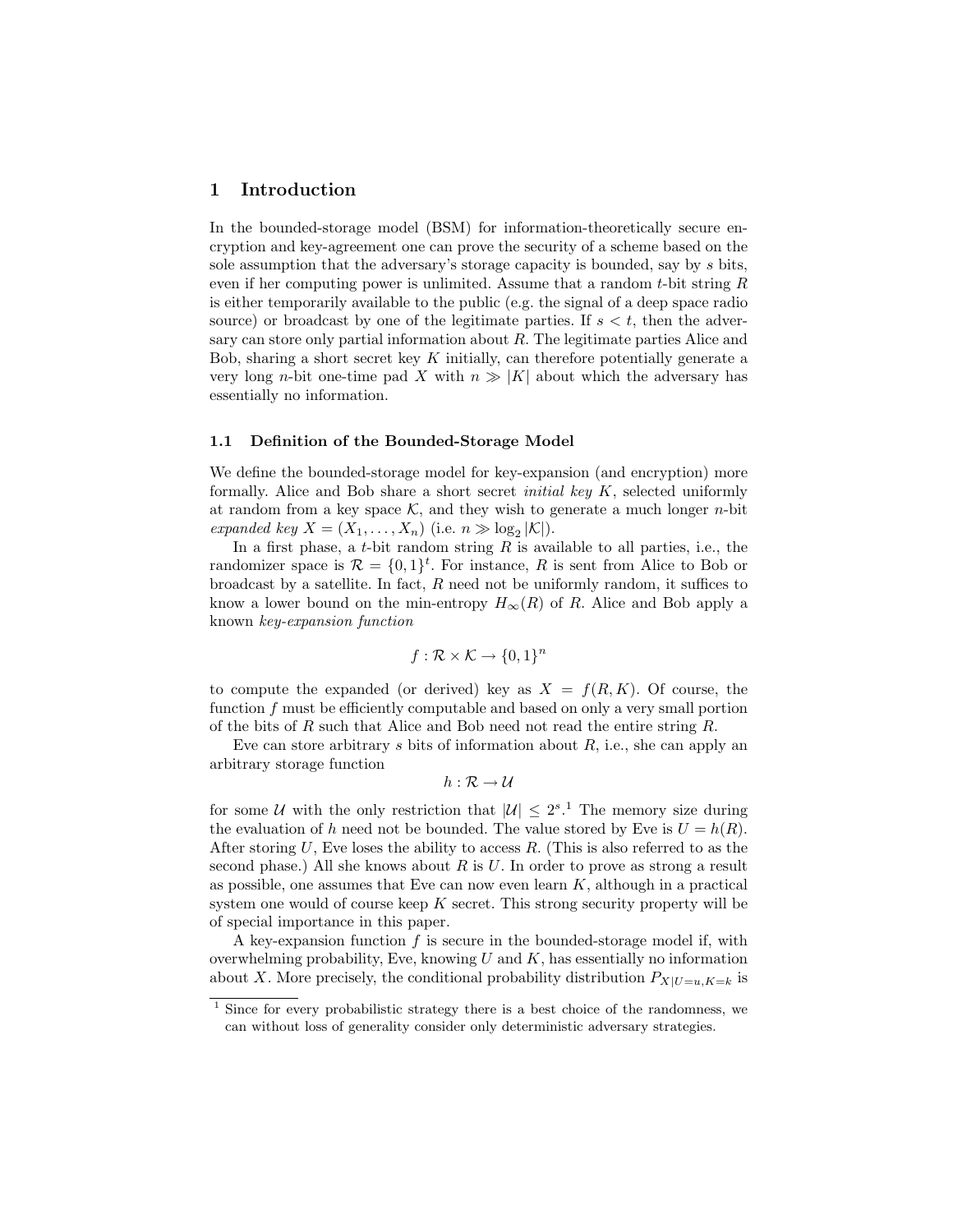# 1 Introduction

In the bounded-storage model (BSM) for information-theoretically secure encryption and key-agreement one can prove the security of a scheme based on the sole assumption that the adversary's storage capacity is bounded, say by $s$ bits, even if her computing power is unlimited. Assume that a random $t$-bit string $R$ is either temporarily available to the public (e.g. the signal of a deep space radio source) or broadcast by one of the legitimate parties. If $s < t$, then the adversary can store only partial information about $R$. The legitimate parties Alice and Bob, sharing a short secret key $K$ initially, can therefore potentially generate a very long $n$-bit one-time pad $X$ with $n \gg |K|$ about which the adversary has essentially no information.

## 1.1 Definition of the Bounded-Storage Model

We define the bounded-storage model for key-expansion (and encryption) more formally. Alice and Bob share a short secret *initial key* $K$, selected uniformly at random from a key space $\mathcal{K}$, and they wish to generate a much longer $n$-bit *expanded key* $X = (X_1, \ldots, X_n)$ (i.e. $n \gg \log_2 |\mathcal{K}|$).

In a first phase, a $t$-bit random string $R$ is available to all parties, i.e., the randomizer space is $\mathcal{R} = \{0,1\}^t$. For instance, $R$ is sent from Alice to Bob or broadcast by a satellite. In fact, $R$ need not be uniformly random, it suffices to know a lower bound on the min-entropy $H_\infty(R)$ of $R$. Alice and Bob apply a known *key-expansion function*

$$f : \mathcal{R} \times \mathcal{K} \rightarrow \{0,1\}^n$$

to compute the expanded (or derived) key as $X = f(R, K)$. Of course, the function $f$ must be efficiently computable and based on only a very small portion of the bits of $R$ such that Alice and Bob need not read the entire string $R$.

Eve can store arbitrary $s$ bits of information about $R$, i.e., she can apply an arbitrary storage function

$$h : \mathcal{R} \rightarrow \mathcal{U}$$

for some $\mathcal{U}$ with the only restriction that $|\mathcal{U}| \leq 2^s$.[1] The memory size during the evaluation of $h$ need not be bounded. The value stored by Eve is $U = h(R)$. After storing $U$, Eve loses the ability to access $R$. (This is also referred to as the second phase.) All she knows about $R$ is $U$. In order to prove as strong a result as possible, one assumes that Eve can now even learn $K$, although in a practical system one would of course keep $K$ secret. This strong security property will be of special importance in this paper.

A key-expansion function $f$ is secure in the bounded-storage model if, with overwhelming probability, Eve, knowing $U$ and $K$, has essentially no information about $X$. More precisely, the conditional probability distribution $P_{X|U=u,K=k}$ is

[1] Since for every probabilistic strategy there is a best choice of the randomness, we can without loss of generality consider only deterministic adversary strategies.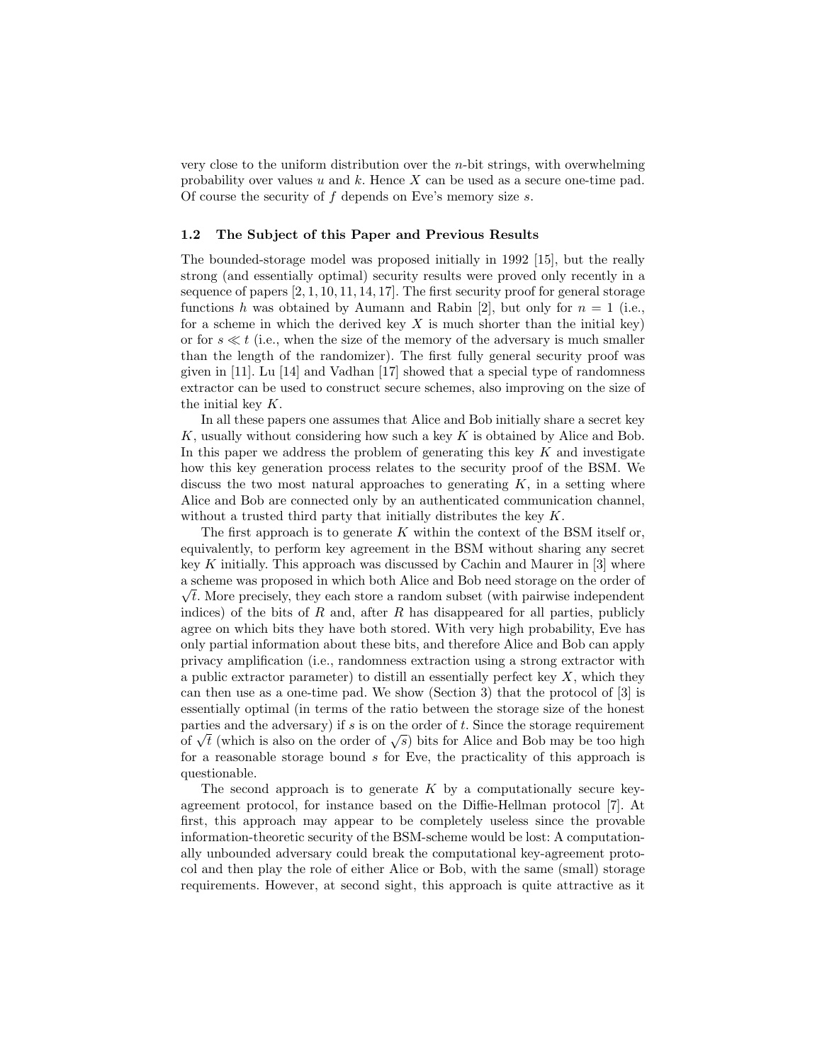very close to the uniform distribution over the $n$-bit strings, with overwhelming probability over values $u$ and $k$. Hence $X$ can be used as a secure one-time pad. Of course the security of $f$ depends on Eve's memory size $s$.

### 1.2 The Subject of this Paper and Previous Results

The bounded-storage model was proposed initially in 1992 [15], but the really strong (and essentially optimal) security results were proved only recently in a sequence of papers [2, 1, 10, 11, 14, 17]. The first security proof for general storage functions $h$ was obtained by Aumann and Rabin [2], but only for $n = 1$ (i.e., for a scheme in which the derived key $X$ is much shorter than the initial key) or for $s \ll t$ (i.e., when the size of the memory of the adversary is much smaller than the length of the randomizer). The first fully general security proof was given in [11]. Lu [14] and Vadhan [17] showed that a special type of randomness extractor can be used to construct secure schemes, also improving on the size of the initial key $K$.

In all these papers one assumes that Alice and Bob initially share a secret key $K$, usually without considering how such a key $K$ is obtained by Alice and Bob. In this paper we address the problem of generating this key $K$ and investigate how this key generation process relates to the security proof of the BSM. We discuss the two most natural approaches to generating $K$, in a setting where Alice and Bob are connected only by an authenticated communication channel, without a trusted third party that initially distributes the key $K$.

The first approach is to generate $K$ within the context of the BSM itself or, equivalently, to perform key agreement in the BSM without sharing any secret key $K$ initially. This approach was discussed by Cachin and Maurer in [3] where a scheme was proposed in which both Alice and Bob need storage on the order of $\sqrt{t}$. More precisely, they each store a random subset (with pairwise independent indices) of the bits of $R$ and, after $R$ has disappeared for all parties, publicly agree on which bits they have both stored. With very high probability, Eve has only partial information about these bits, and therefore Alice and Bob can apply privacy amplification (i.e., randomness extraction using a strong extractor with a public extractor parameter) to distill an essentially perfect key $X$, which they can then use as a one-time pad. We show (Section 3) that the protocol of [3] is essentially optimal (in terms of the ratio between the storage size of the honest parties and the adversary) if $s$ is on the order of $t$. Since the storage requirement of $\sqrt{t}$ (which is also on the order of $\sqrt{s}$) bits for Alice and Bob may be too high for a reasonable storage bound $s$ for Eve, the practicality of this approach is questionable.

The second approach is to generate $K$ by a computationally secure key-agreement protocol, for instance based on the Diffie-Hellman protocol [7]. At first, this approach may appear to be completely useless since the provable information-theoretic security of the BSM-scheme would be lost: A computationally unbounded adversary could break the computational key-agreement protocol and then play the role of either Alice or Bob, with the same (small) storage requirements. However, at second sight, this approach is quite attractive as it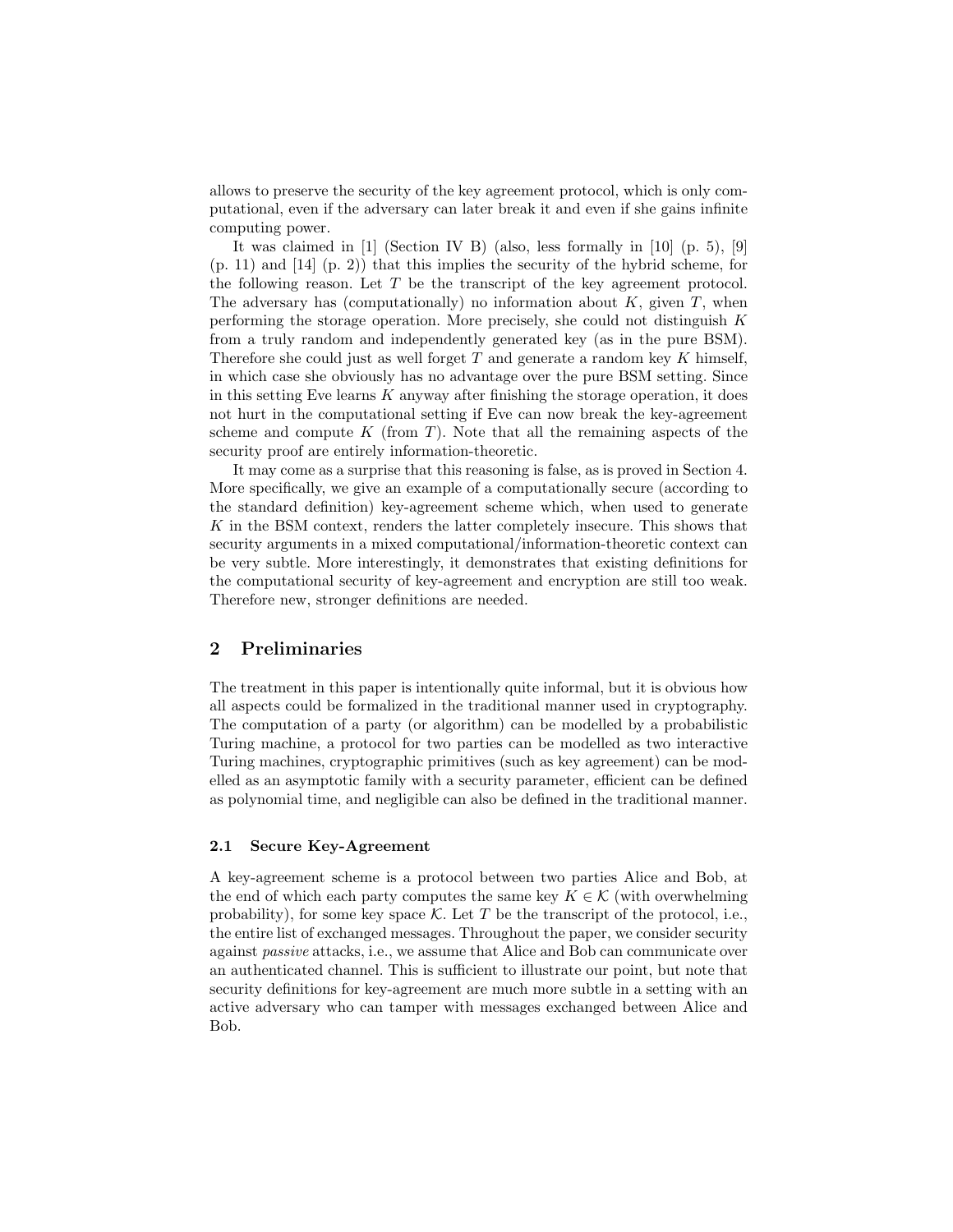allows to preserve the security of the key agreement protocol, which is only computational, even if the adversary can later break it and even if she gains infinite computing power.

It was claimed in [1] (Section IV B) (also, less formally in [10] (p. 5), [9] (p. 11) and [14] (p. 2)) that this implies the security of the hybrid scheme, for the following reason. Let $T$ be the transcript of the key agreement protocol. The adversary has (computationally) no information about $K$, given $T$, when performing the storage operation. More precisely, she could not distinguish $K$ from a truly random and independently generated key (as in the pure BSM). Therefore she could just as well forget $T$ and generate a random key $K$ himself, in which case she obviously has no advantage over the pure BSM setting. Since in this setting Eve learns $K$ anyway after finishing the storage operation, it does not hurt in the computational setting if Eve can now break the key-agreement scheme and compute $K$ (from $T$). Note that all the remaining aspects of the security proof are entirely information-theoretic.

It may come as a surprise that this reasoning is false, as is proved in Section 4. More specifically, we give an example of a computationally secure (according to the standard definition) key-agreement scheme which, when used to generate $K$ in the BSM context, renders the latter completely insecure. This shows that security arguments in a mixed computational/information-theoretic context can be very subtle. More interestingly, it demonstrates that existing definitions for the computational security of key-agreement and encryption are still too weak. Therefore new, stronger definitions are needed.

## 2 Preliminaries

The treatment in this paper is intentionally quite informal, but it is obvious how all aspects could be formalized in the traditional manner used in cryptography. The computation of a party (or algorithm) can be modelled by a probabilistic Turing machine, a protocol for two parties can be modelled as two interactive Turing machines, cryptographic primitives (such as key agreement) can be modelled as an asymptotic family with a security parameter, efficient can be defined as polynomial time, and negligible can also be defined in the traditional manner.

### 2.1 Secure Key-Agreement

A key-agreement scheme is a protocol between two parties Alice and Bob, at the end of which each party computes the same key $K \in \mathcal{K}$ (with overwhelming probability), for some key space $\mathcal{K}$. Let $T$ be the transcript of the protocol, i.e., the entire list of exchanged messages. Throughout the paper, we consider security against *passive* attacks, i.e., we assume that Alice and Bob can communicate over an authenticated channel. This is sufficient to illustrate our point, but note that security definitions for key-agreement are much more subtle in a setting with an active adversary who can tamper with messages exchanged between Alice and Bob.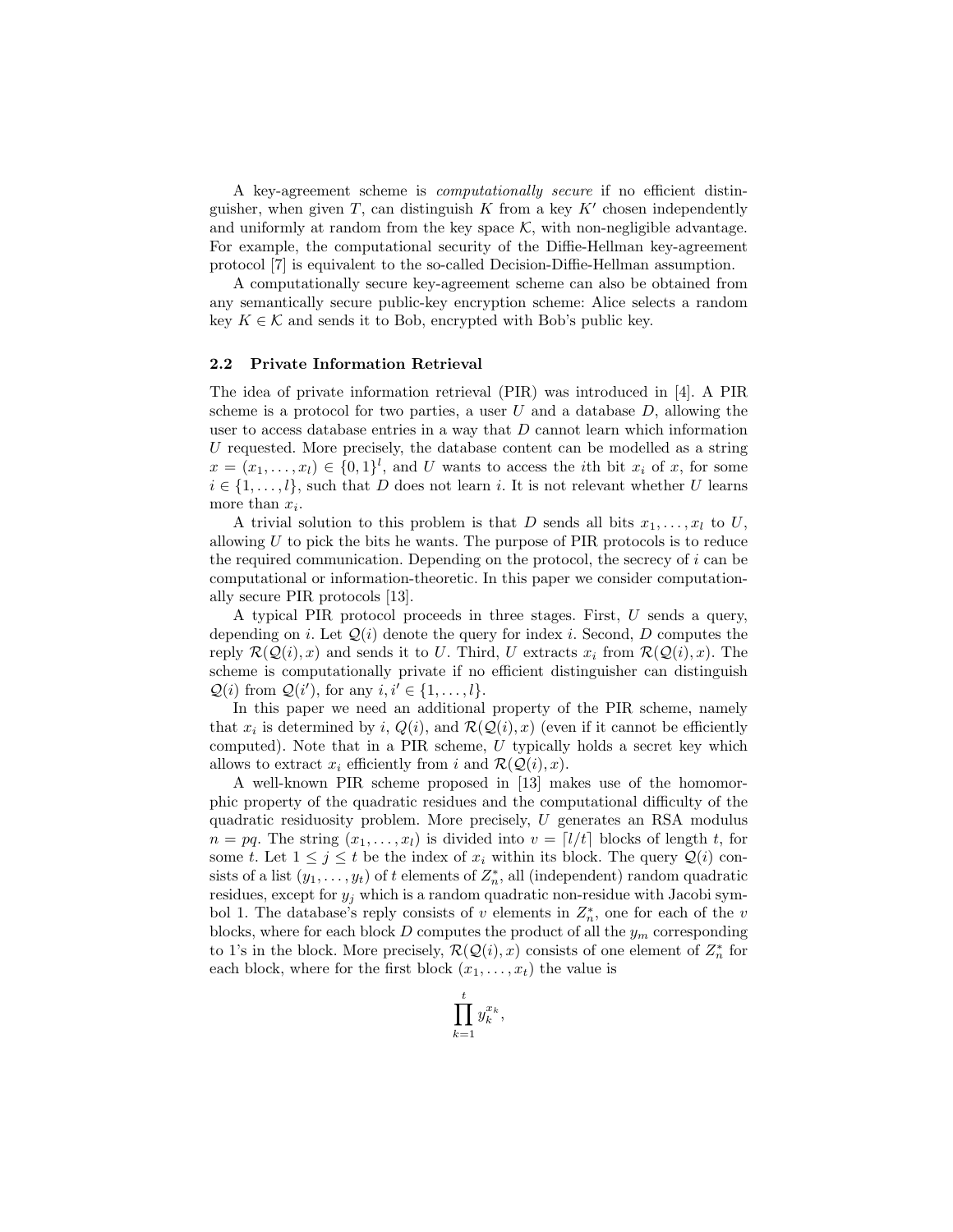A key-agreement scheme is *computationally secure* if no efficient distinguisher, when given $T$, can distinguish $K$ from a key $K'$ chosen independently and uniformly at random from the key space $\mathcal{K}$, with non-negligible advantage. For example, the computational security of the Diffie-Hellman key-agreement protocol [7] is equivalent to the so-called Decision-Diffie-Hellman assumption.

A computationally secure key-agreement scheme can also be obtained from any semantically secure public-key encryption scheme: Alice selects a random key $K \in \mathcal{K}$ and sends it to Bob, encrypted with Bob's public key.

### 2.2 Private Information Retrieval

The idea of private information retrieval (PIR) was introduced in [4]. A PIR scheme is a protocol for two parties, a user $U$ and a database $D$, allowing the user to access database entries in a way that $D$ cannot learn which information $U$ requested. More precisely, the database content can be modelled as a string $x = (x_1, \ldots, x_l) \in \{0,1\}^l$, and $U$ wants to access the $i$th bit $x_i$ of $x$, for some $i \in \{1, \ldots, l\}$, such that $D$ does not learn $i$. It is not relevant whether $U$ learns more than $x_i$.

A trivial solution to this problem is that $D$ sends all bits $x_1, \ldots, x_l$ to $U$, allowing $U$ to pick the bits he wants. The purpose of PIR protocols is to reduce the required communication. Depending on the protocol, the secrecy of $i$ can be computational or information-theoretic. In this paper we consider computationally secure PIR protocols [13].

A typical PIR protocol proceeds in three stages. First, $U$ sends a query, depending on $i$. Let $\mathcal{Q}(i)$ denote the query for index $i$. Second, $D$ computes the reply $\mathcal{R}(\mathcal{Q}(i), x)$ and sends it to $U$. Third, $U$ extracts $x_i$ from $\mathcal{R}(\mathcal{Q}(i), x)$. The scheme is computationally private if no efficient distinguisher can distinguish $\mathcal{Q}(i)$ from $\mathcal{Q}(i')$, for any $i, i' \in \{1, \ldots, l\}$.

In this paper we need an additional property of the PIR scheme, namely that $x_i$ is determined by $i$, $Q(i)$, and $\mathcal{R}(\mathcal{Q}(i), x)$ (even if it cannot be efficiently computed). Note that in a PIR scheme, $U$ typically holds a secret key which allows to extract $x_i$ efficiently from $i$ and $\mathcal{R}(\mathcal{Q}(i), x)$.

A well-known PIR scheme proposed in [13] makes use of the homomorphic property of the quadratic residues and the computational difficulty of the quadratic residuosity problem. More precisely, $U$ generates an RSA modulus $n = pq$. The string $(x_1, \ldots, x_l)$ is divided into $v = \lceil l/t \rceil$ blocks of length $t$, for some $t$. Let $1 \leq j \leq t$ be the index of $x_i$ within its block. The query $\mathcal{Q}(i)$ consists of a list $(y_1, \ldots, y_t)$ of $t$ elements of $Z_n^*$, all (independent) random quadratic residues, except for $y_j$ which is a random quadratic non-residue with Jacobi symbol 1. The database's reply consists of $v$ elements in $Z_n^*$, one for each of the $v$ blocks, where for each block $D$ computes the product of all the $y_m$ corresponding to 1's in the block. More precisely, $\mathcal{R}(\mathcal{Q}(i), x)$ consists of one element of $Z_n^*$ for each block, where for the first block $(x_1, \ldots, x_t)$ the value is

$$\prod_{k=1}^{t} y_k^{x_k},$$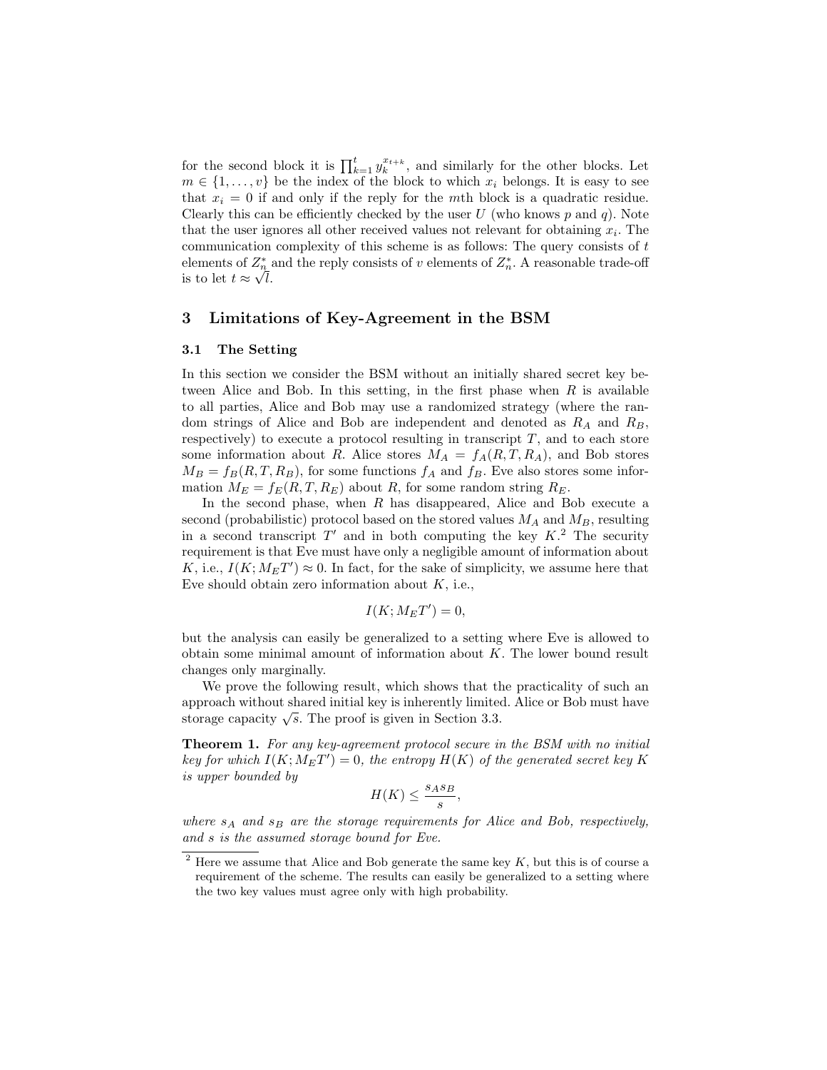for the second block it is $\prod_{k=1}^{t} y_k^{x_{t+k}}$, and similarly for the other blocks. Let $m \in \{1, \ldots, v\}$ be the index of the block to which $x_i$ belongs. It is easy to see that $x_i = 0$ if and only if the reply for the $m$th block is a quadratic residue. Clearly this can be efficiently checked by the user $U$ (who knows $p$ and $q$). Note that the user ignores all other received values not relevant for obtaining $x_i$. The communication complexity of this scheme is as follows: The query consists of $t$ elements of $Z_n^*$ and the reply consists of $v$ elements of $Z_n^*$. A reasonable trade-off is to let $t \approx \sqrt{l}$.

## 3 Limitations of Key-Agreement in the BSM

### 3.1 The Setting

In this section we consider the BSM without an initially shared secret key between Alice and Bob. In this setting, in the first phase when $R$ is available to all parties, Alice and Bob may use a randomized strategy (where the random strings of Alice and Bob are independent and denoted as $R_A$ and $R_B$, respectively) to execute a protocol resulting in transcript $T$, and to each store some information about $R$. Alice stores $M_A = f_A(R, T, R_A)$, and Bob stores $M_B = f_B(R, T, R_B)$, for some functions $f_A$ and $f_B$. Eve also stores some information $M_E = f_E(R, T, R_E)$ about $R$, for some random string $R_E$.

In the second phase, when $R$ has disappeared, Alice and Bob execute a second (probabilistic) protocol based on the stored values $M_A$ and $M_B$, resulting in a second transcript $T'$ and in both computing the key $K$.[2] The security requirement is that Eve must have only a negligible amount of information about $K$, i.e., $I(K; M_E T') \approx 0$. In fact, for the sake of simplicity, we assume here that Eve should obtain zero information about $K$, i.e.,

$$I(K; M_E T') = 0,$$

but the analysis can easily be generalized to a setting where Eve is allowed to obtain some minimal amount of information about $K$. The lower bound result changes only marginally.

We prove the following result, which shows that the practicality of such an approach without shared initial key is inherently limited. Alice or Bob must have storage capacity $\sqrt{s}$. The proof is given in Section 3.3.

**Theorem 1.** *For any key-agreement protocol secure in the BSM with no initial key for which $I(K; M_E T') = 0$, the entropy $H(K)$ of the generated secret key $K$ is upper bounded by*

$$H(K) \le \frac{s_A s_B}{s},$$

*where $s_A$ and $s_B$ are the storage requirements for Alice and Bob, respectively, and $s$ is the assumed storage bound for Eve.*

[2] Here we assume that Alice and Bob generate the same key $K$, but this is of course a requirement of the scheme. The results can easily be generalized to a setting where the two key values must agree only with high probability.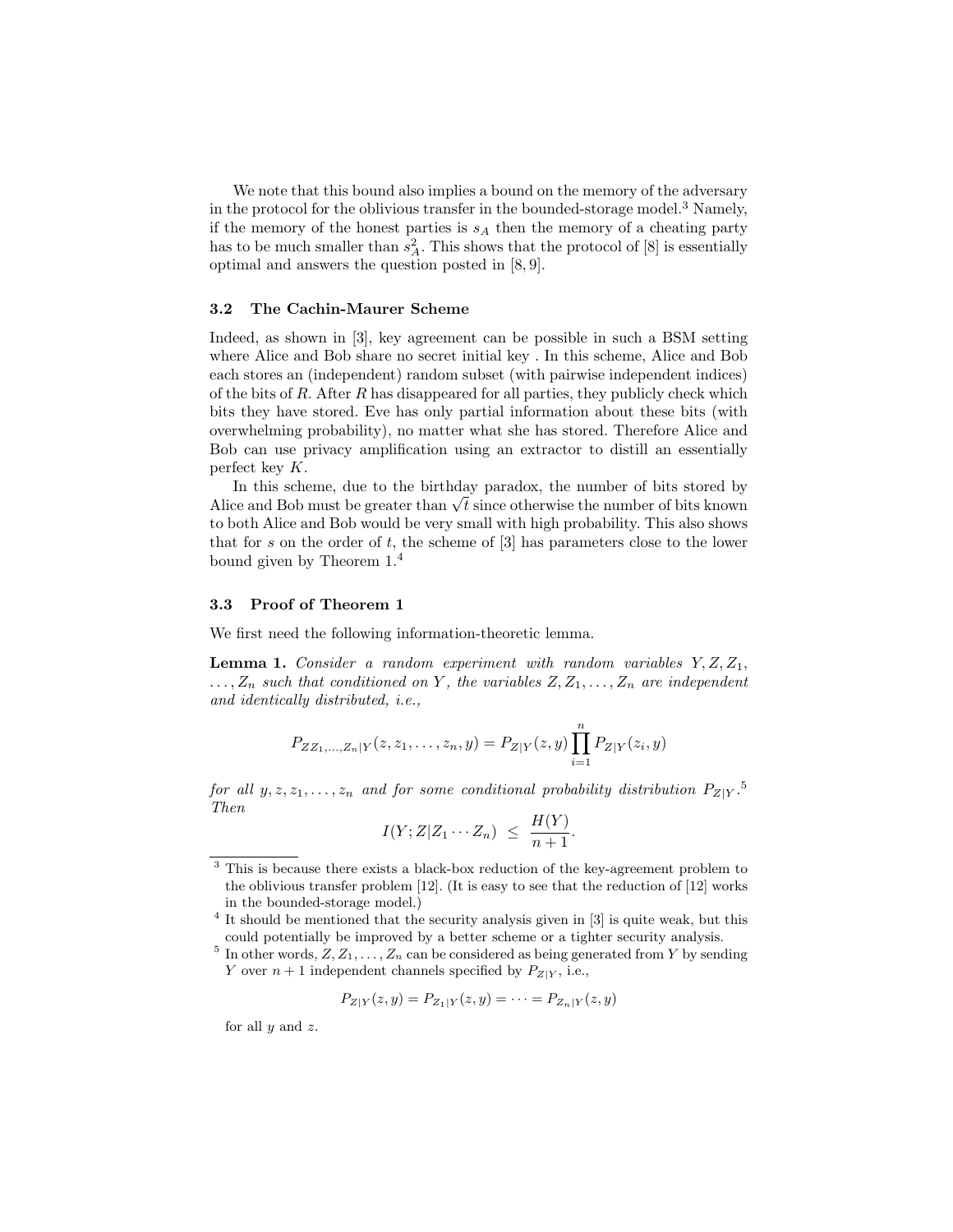We note that this bound also implies a bound on the memory of the adversary in the protocol for the oblivious transfer in the bounded-storage model.[3] Namely, if the memory of the honest parties is $s_A$ then the memory of a cheating party has to be much smaller than $s_A^2$. This shows that the protocol of [8] is essentially optimal and answers the question posted in [8, 9].

### 3.2 The Cachin-Maurer Scheme

Indeed, as shown in [3], key agreement can be possible in such a BSM setting where Alice and Bob share no secret initial key . In this scheme, Alice and Bob each stores an (independent) random subset (with pairwise independent indices) of the bits of $R$. After $R$ has disappeared for all parties, they publicly check which bits they have stored. Eve has only partial information about these bits (with overwhelming probability), no matter what she has stored. Therefore Alice and Bob can use privacy amplification using an extractor to distill an essentially perfect key $K$.

In this scheme, due to the birthday paradox, the number of bits stored by Alice and Bob must be greater than $\sqrt{t}$ since otherwise the number of bits known to both Alice and Bob would be very small with high probability. This also shows that for $s$ on the order of $t$, the scheme of [3] has parameters close to the lower bound given by Theorem 1.[4]

### 3.3 Proof of Theorem 1

We first need the following information-theoretic lemma.

**Lemma 1.** *Consider a random experiment with random variables $Y, Z, Z_1, \ldots, Z_n$ such that conditioned on $Y$, the variables $Z, Z_1, \ldots, Z_n$ are independent and identically distributed, i.e.,*

$$P_{ZZ_1,\ldots,Z_n|Y}(z, z_1, \ldots, z_n, y) = P_{Z|Y}(z, y) \prod_{i=1}^{n} P_{Z|Y}(z_i, y)$$

*for all $y, z, z_1, \ldots, z_n$ and for some conditional probability distribution $P_{Z|Y}$.*[5] *Then*

$$I(Y; Z|Z_1 \cdots Z_n) \ \leq \ \frac{H(Y)}{n+1}.$$

---

[3] This is because there exists a black-box reduction of the key-agreement problem to the oblivious transfer problem [12]. (It is easy to see that the reduction of [12] works in the bounded-storage model.)

[4] It should be mentioned that the security analysis given in [3] is quite weak, but this could potentially be improved by a better scheme or a tighter security analysis.

[5] In other words, $Z, Z_1, \ldots, Z_n$ can be considered as being generated from $Y$ by sending $Y$ over $n + 1$ independent channels specified by $P_{Z|Y}$, i.e.,

$$P_{Z|Y}(z, y) = P_{Z_1|Y}(z, y) = \cdots = P_{Z_n|Y}(z, y)$$

for all $y$ and $z$.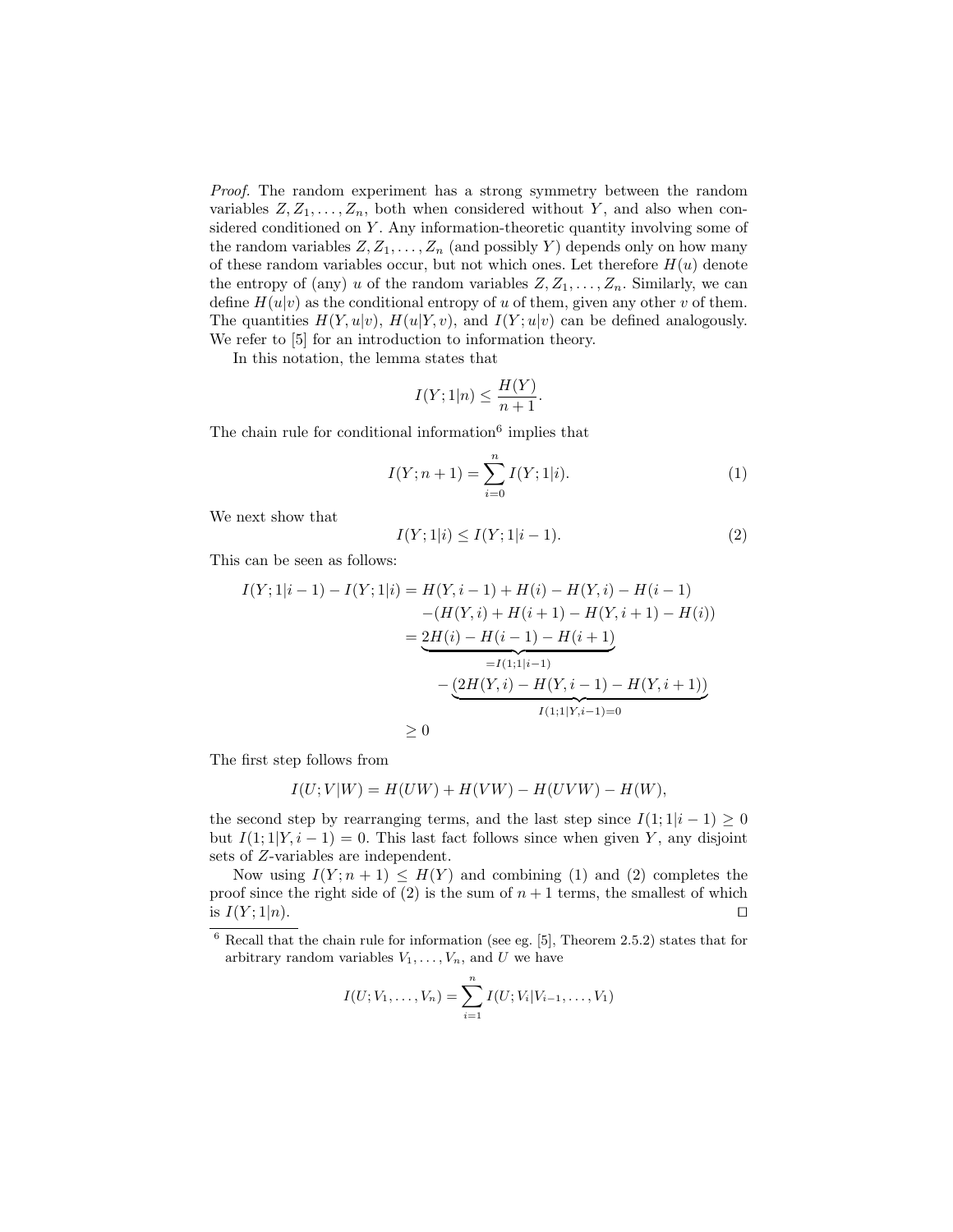*Proof.* The random experiment has a strong symmetry between the random variables $Z, Z_1, \ldots, Z_n$, both when considered without $Y$, and also when considered conditioned on $Y$. Any information-theoretic quantity involving some of the random variables $Z, Z_1, \ldots, Z_n$ (and possibly $Y$) depends only on how many of these random variables occur, but not which ones. Let therefore $H(u)$ denote the entropy of (any) $u$ of the random variables $Z, Z_1, \ldots, Z_n$. Similarly, we can define $H(u|v)$ as the conditional entropy of $u$ of them, given any other $v$ of them. The quantities $H(Y, u|v)$, $H(u|Y, v)$, and $I(Y; u|v)$ can be defined analogously. We refer to [5] for an introduction to information theory.

In this notation, the lemma states that

$$I(Y; 1|n) \leq \frac{H(Y)}{n+1}.$$

The chain rule for conditional information[6] implies that

$$I(Y; n+1) = \sum_{i=0}^{n} I(Y; 1|i). \tag{1}$$

We next show that

$$I(Y; 1|i) \leq I(Y; 1|i-1). \tag{2}$$

This can be seen as follows:

$$\begin{aligned}
I(Y;1|i-1) - I(Y;1|i) &= H(Y, i-1) + H(i) - H(Y, i) - H(i-1) \\
&\quad -(H(Y, i) + H(i+1) - H(Y, i+1) - H(i)) \\
&= \underbrace{2H(i) - H(i-1) - H(i+1)}_{=I(1;1|i-1)} \\
&\quad - \underbrace{(2H(Y, i) - H(Y, i-1) - H(Y, i+1))}_{I(1;1|Y,i-1)=0} \\
&\geq 0
\end{aligned}$$

The first step follows from

$$I(U;V|W) = H(UW) + H(VW) - H(UVW) - H(W),$$

the second step by rearranging terms, and the last step since $I(1; 1|i-1) \geq 0$ but $I(1; 1|Y, i-1) = 0$. This last fact follows since when given $Y$, any disjoint sets of $Z$-variables are independent.

Now using $I(Y; n+1) \leq H(Y)$ and combining (1) and (2) completes the proof since the right side of (2) is the sum of $n+1$ terms, the smallest of which is $I(Y; 1|n)$. □

---

[6] Recall that the chain rule for information (see eg. [5], Theorem 2.5.2) states that for arbitrary random variables $V_1, \ldots, V_n$, and $U$ we have

$$I(U; V_1, \ldots, V_n) = \sum_{i=1}^{n} I(U; V_i | V_{i-1}, \ldots, V_1)$$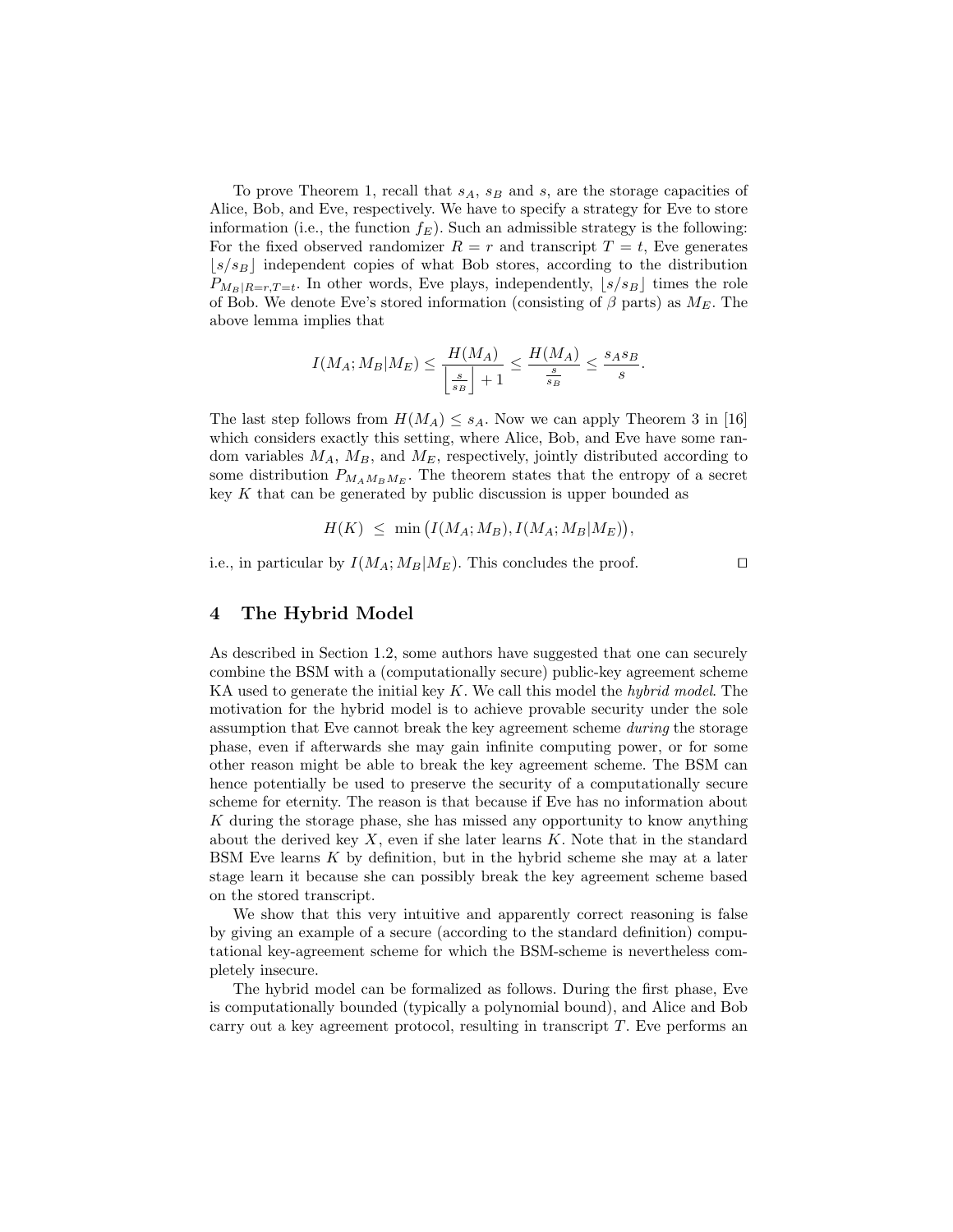To prove Theorem 1, recall that $s_A$, $s_B$ and $s$, are the storage capacities of Alice, Bob, and Eve, respectively. We have to specify a strategy for Eve to store information (i.e., the function $f_E$). Such an admissible strategy is the following: For the fixed observed randomizer $R = r$ and transcript $T = t$, Eve generates $\lfloor s/s_B \rfloor$ independent copies of what Bob stores, according to the distribution $P_{M_B|R=r,T=t}$. In other words, Eve plays, independently, $\lfloor s/s_B \rfloor$ times the role of Bob. We denote Eve's stored information (consisting of $\beta$ parts) as $M_E$. The above lemma implies that

$$I(M_A; M_B|M_E) \leq \frac{H(M_A)}{\left\lfloor \frac{s}{s_B} \right\rfloor + 1} \leq \frac{H(M_A)}{\frac{s}{s_B}} \leq \frac{s_A s_B}{s}.$$

The last step follows from $H(M_A) \leq s_A$. Now we can apply Theorem 3 in [16] which considers exactly this setting, where Alice, Bob, and Eve have some random variables $M_A$, $M_B$, and $M_E$, respectively, jointly distributed according to some distribution $P_{M_A M_B M_E}$. The theorem states that the entropy of a secret key $K$ that can be generated by public discussion is upper bounded as

$$H(K) \ \leq \ \min\big(I(M_A; M_B), I(M_A; M_B|M_E)\big),$$

i.e., in particular by $I(M_A; M_B|M_E)$. This concludes the proof. □

## 4 The Hybrid Model

As described in Section 1.2, some authors have suggested that one can securely combine the BSM with a (computationally secure) public-key agreement scheme KA used to generate the initial key $K$. We call this model the *hybrid model*. The motivation for the hybrid model is to achieve provable security under the sole assumption that Eve cannot break the key agreement scheme *during* the storage phase, even if afterwards she may gain infinite computing power, or for some other reason might be able to break the key agreement scheme. The BSM can hence potentially be used to preserve the security of a computationally secure scheme for eternity. The reason is that because if Eve has no information about $K$ during the storage phase, she has missed any opportunity to know anything about the derived key $X$, even if she later learns $K$. Note that in the standard BSM Eve learns $K$ by definition, but in the hybrid scheme she may at a later stage learn it because she can possibly break the key agreement scheme based on the stored transcript.

We show that this very intuitive and apparently correct reasoning is false by giving an example of a secure (according to the standard definition) computational key-agreement scheme for which the BSM-scheme is nevertheless completely insecure.

The hybrid model can be formalized as follows. During the first phase, Eve is computationally bounded (typically a polynomial bound), and Alice and Bob carry out a key agreement protocol, resulting in transcript $T$. Eve performs an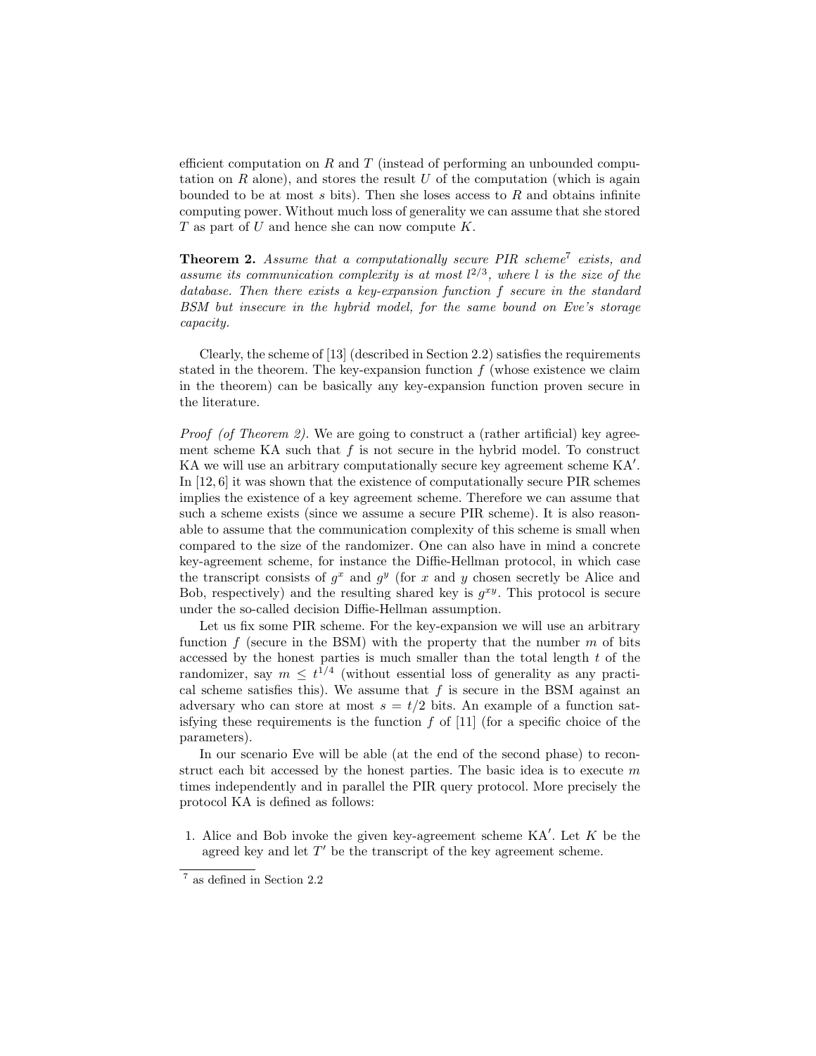efficient computation on $R$ and $T$ (instead of performing an unbounded computation on $R$ alone), and stores the result $U$ of the computation (which is again bounded to be at most $s$ bits). Then she loses access to $R$ and obtains infinite computing power. Without much loss of generality we can assume that she stored $T$ as part of $U$ and hence she can now compute $K$.

**Theorem 2.** *Assume that a computationally secure PIR scheme*[7] *exists, and assume its communication complexity is at most $l^{2/3}$, where $l$ is the size of the database. Then there exists a key-expansion function $f$ secure in the standard BSM but insecure in the hybrid model, for the same bound on Eve's storage capacity.*

Clearly, the scheme of [13] (described in Section 2.2) satisfies the requirements stated in the theorem. The key-expansion function $f$ (whose existence we claim in the theorem) can be basically any key-expansion function proven secure in the literature.

*Proof (of Theorem 2).* We are going to construct a (rather artificial) key agreement scheme KA such that $f$ is not secure in the hybrid model. To construct KA we will use an arbitrary computationally secure key agreement scheme KA$'$. In [12, 6] it was shown that the existence of computationally secure PIR schemes implies the existence of a key agreement scheme. Therefore we can assume that such a scheme exists (since we assume a secure PIR scheme). It is also reasonable to assume that the communication complexity of this scheme is small when compared to the size of the randomizer. One can also have in mind a concrete key-agreement scheme, for instance the Diffie-Hellman protocol, in which case the transcript consists of $g^x$ and $g^y$ (for $x$ and $y$ chosen secretly be Alice and Bob, respectively) and the resulting shared key is $g^{xy}$. This protocol is secure under the so-called decision Diffie-Hellman assumption.

Let us fix some PIR scheme. For the key-expansion we will use an arbitrary function $f$ (secure in the BSM) with the property that the number $m$ of bits accessed by the honest parties is much smaller than the total length $t$ of the randomizer, say $m \leq t^{1/4}$ (without essential loss of generality as any practical scheme satisfies this). We assume that $f$ is secure in the BSM against an adversary who can store at most $s = t/2$ bits. An example of a function satisfying these requirements is the function $f$ of [11] (for a specific choice of the parameters).

In our scenario Eve will be able (at the end of the second phase) to reconstruct each bit accessed by the honest parties. The basic idea is to execute $m$ times independently and in parallel the PIR query protocol. More precisely the protocol KA is defined as follows:

1. Alice and Bob invoke the given key-agreement scheme KA$'$. Let $K$ be the agreed key and let $T'$ be the transcript of the key agreement scheme.

[7] as defined in Section 2.2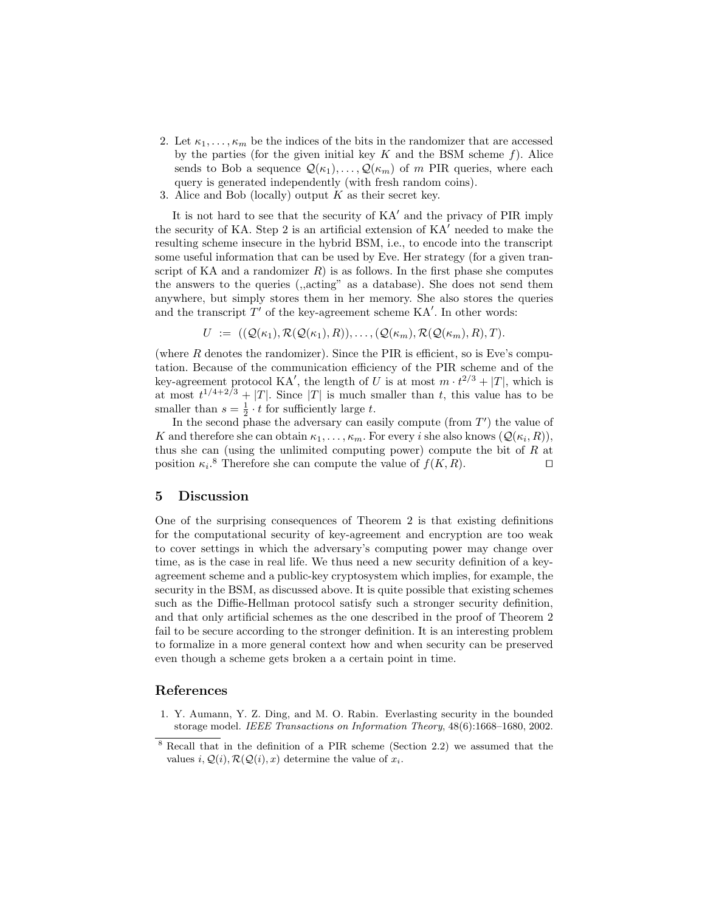2. Let $\kappa_1, \ldots, \kappa_m$ be the indices of the bits in the randomizer that are accessed by the parties (for the given initial key $K$ and the BSM scheme $f$). Alice sends to Bob a sequence $\mathcal{Q}(\kappa_1), \ldots, \mathcal{Q}(\kappa_m)$ of $m$ PIR queries, where each query is generated independently (with fresh random coins).
3. Alice and Bob (locally) output $K$ as their secret key.

It is not hard to see that the security of $\mathrm{KA}'$ and the privacy of PIR imply the security of KA. Step 2 is an artificial extension of $\mathrm{KA}'$ needed to make the resulting scheme insecure in the hybrid BSM, i.e., to encode into the transcript some useful information that can be used by Eve. Her strategy (for a given transcript of KA and a randomizer $R$) is as follows. In the first phase she computes the answers to the queries („acting" as a database). She does not send them anywhere, but simply stores them in her memory. She also stores the queries and the transcript $T'$ of the key-agreement scheme $\mathrm{KA}'$. In other words:

$$U \; := \; ((\mathcal{Q}(\kappa_1), \mathcal{R}(\mathcal{Q}(\kappa_1), R)), \ldots, (\mathcal{Q}(\kappa_m), \mathcal{R}(\mathcal{Q}(\kappa_m), R), T).$$

(where $R$ denotes the randomizer). Since the PIR is efficient, so is Eve's computation. Because of the communication efficiency of the PIR scheme and of the key-agreement protocol $\mathrm{KA}'$, the length of $U$ is at most $m \cdot t^{2/3} + |T|$, which is at most $t^{1/4+2/3} + |T|$. Since $|T|$ is much smaller than $t$, this value has to be smaller than $s = \frac{1}{2} \cdot t$ for sufficiently large $t$.

In the second phase the adversary can easily compute (from $T'$) the value of $K$ and therefore she can obtain $\kappa_1, \ldots, \kappa_m$. For every $i$ she also knows $(\mathcal{Q}(\kappa_i, R))$, thus she can (using the unlimited computing power) compute the bit of $R$ at position $\kappa_i$.[8] Therefore she can compute the value of $f(K, R)$. ◻

## 5 Discussion

One of the surprising consequences of Theorem 2 is that existing definitions for the computational security of key-agreement and encryption are too weak to cover settings in which the adversary's computing power may change over time, as is the case in real life. We thus need a new security definition of a key-agreement scheme and a public-key cryptosystem which implies, for example, the security in the BSM, as discussed above. It is quite possible that existing schemes such as the Diffie-Hellman protocol satisfy such a stronger security definition, and that only artificial schemes as the one described in the proof of Theorem 2 fail to be secure according to the stronger definition. It is an interesting problem to formalize in a more general context how and when security can be preserved even though a scheme gets broken a a certain point in time.

## References

1. Y. Aumann, Y. Z. Ding, and M. O. Rabin. Everlasting security in the bounded storage model. *IEEE Transactions on Information Theory*, 48(6):1668–1680, 2002.

[8] Recall that in the definition of a PIR scheme (Section 2.2) we assumed that the values $i, \mathcal{Q}(i), \mathcal{R}(\mathcal{Q}(i), x)$ determine the value of $x_i$.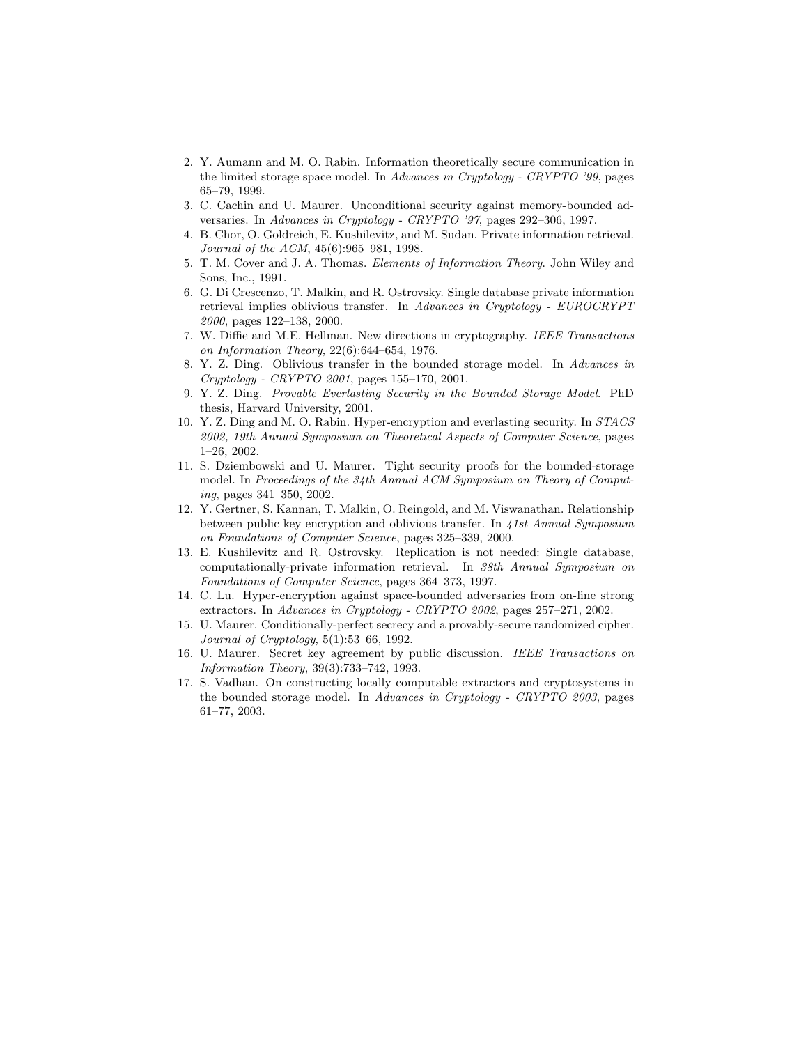2. Y. Aumann and M. O. Rabin. Information theoretically secure communication in the limited storage space model. In *Advances in Cryptology - CRYPTO '99*, pages 65–79, 1999.
3. C. Cachin and U. Maurer. Unconditional security against memory-bounded adversaries. In *Advances in Cryptology - CRYPTO '97*, pages 292–306, 1997.
4. B. Chor, O. Goldreich, E. Kushilevitz, and M. Sudan. Private information retrieval. *Journal of the ACM*, 45(6):965–981, 1998.
5. T. M. Cover and J. A. Thomas. *Elements of Information Theory*. John Wiley and Sons, Inc., 1991.
6. G. Di Crescenzo, T. Malkin, and R. Ostrovsky. Single database private information retrieval implies oblivious transfer. In *Advances in Cryptology - EUROCRYPT 2000*, pages 122–138, 2000.
7. W. Diffie and M.E. Hellman. New directions in cryptography. *IEEE Transactions on Information Theory*, 22(6):644–654, 1976.
8. Y. Z. Ding. Oblivious transfer in the bounded storage model. In *Advances in Cryptology - CRYPTO 2001*, pages 155–170, 2001.
9. Y. Z. Ding. *Provable Everlasting Security in the Bounded Storage Model*. PhD thesis, Harvard University, 2001.
10. Y. Z. Ding and M. O. Rabin. Hyper-encryption and everlasting security. In *STACS 2002, 19th Annual Symposium on Theoretical Aspects of Computer Science*, pages 1–26, 2002.
11. S. Dziembowski and U. Maurer. Tight security proofs for the bounded-storage model. In *Proceedings of the 34th Annual ACM Symposium on Theory of Computing*, pages 341–350, 2002.
12. Y. Gertner, S. Kannan, T. Malkin, O. Reingold, and M. Viswanathan. Relationship between public key encryption and oblivious transfer. In *41st Annual Symposium on Foundations of Computer Science*, pages 325–339, 2000.
13. E. Kushilevitz and R. Ostrovsky. Replication is not needed: Single database, computationally-private information retrieval. In *38th Annual Symposium on Foundations of Computer Science*, pages 364–373, 1997.
14. C. Lu. Hyper-encryption against space-bounded adversaries from on-line strong extractors. In *Advances in Cryptology - CRYPTO 2002*, pages 257–271, 2002.
15. U. Maurer. Conditionally-perfect secrecy and a provably-secure randomized cipher. *Journal of Cryptology*, 5(1):53–66, 1992.
16. U. Maurer. Secret key agreement by public discussion. *IEEE Transactions on Information Theory*, 39(3):733–742, 1993.
17. S. Vadhan. On constructing locally computable extractors and cryptosystems in the bounded storage model. In *Advances in Cryptology - CRYPTO 2003*, pages 61–77, 2003.